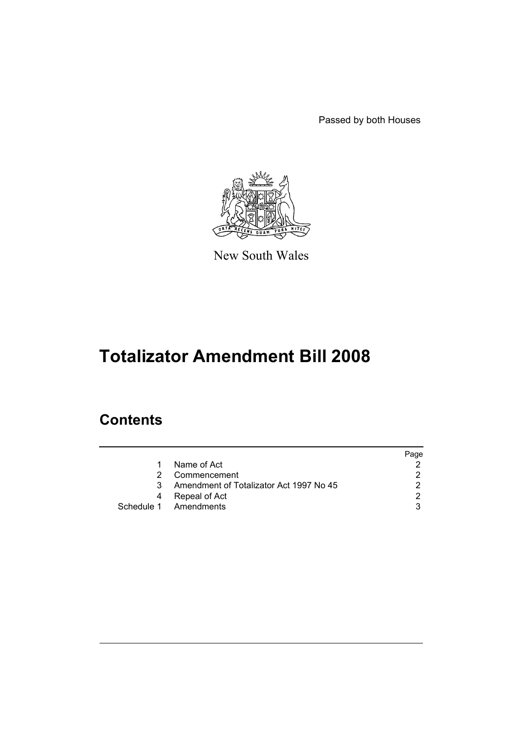Passed by both Houses

New South Wales

# Totalizator Amendment Bill 2008

## Contents

| | | Page |
|---|---|---|
| 1 | Name of Act | 2 |
| 2 | Commencement | 2 |
| 3 | Amendment of Totalizator Act 1997 No 45 | 2 |
| 4 | Repeal of Act | 2 |
| Schedule 1 | Amendments | 3 |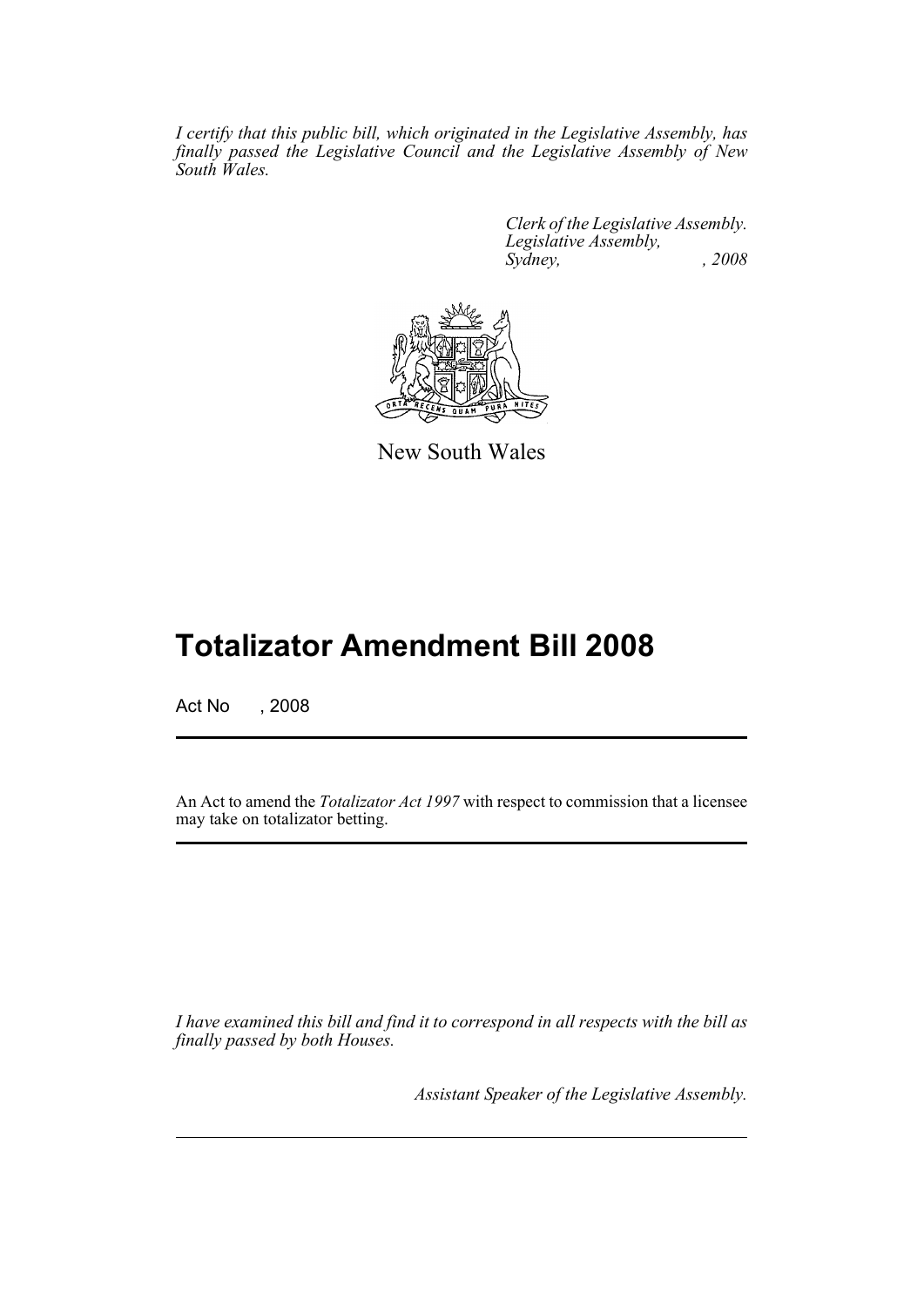*I certify that this public bill, which originated in the Legislative Assembly, has finally passed the Legislative Council and the Legislative Assembly of New South Wales.*

*Clerk of the Legislative Assembly.*
*Legislative Assembly,*
*Sydney, , 2008*

New South Wales

# Totalizator Amendment Bill 2008

Act No , 2008

An Act to amend the *Totalizator Act 1997* with respect to commission that a licensee may take on totalizator betting.

*I have examined this bill and find it to correspond in all respects with the bill as finally passed by both Houses.*

*Assistant Speaker of the Legislative Assembly.*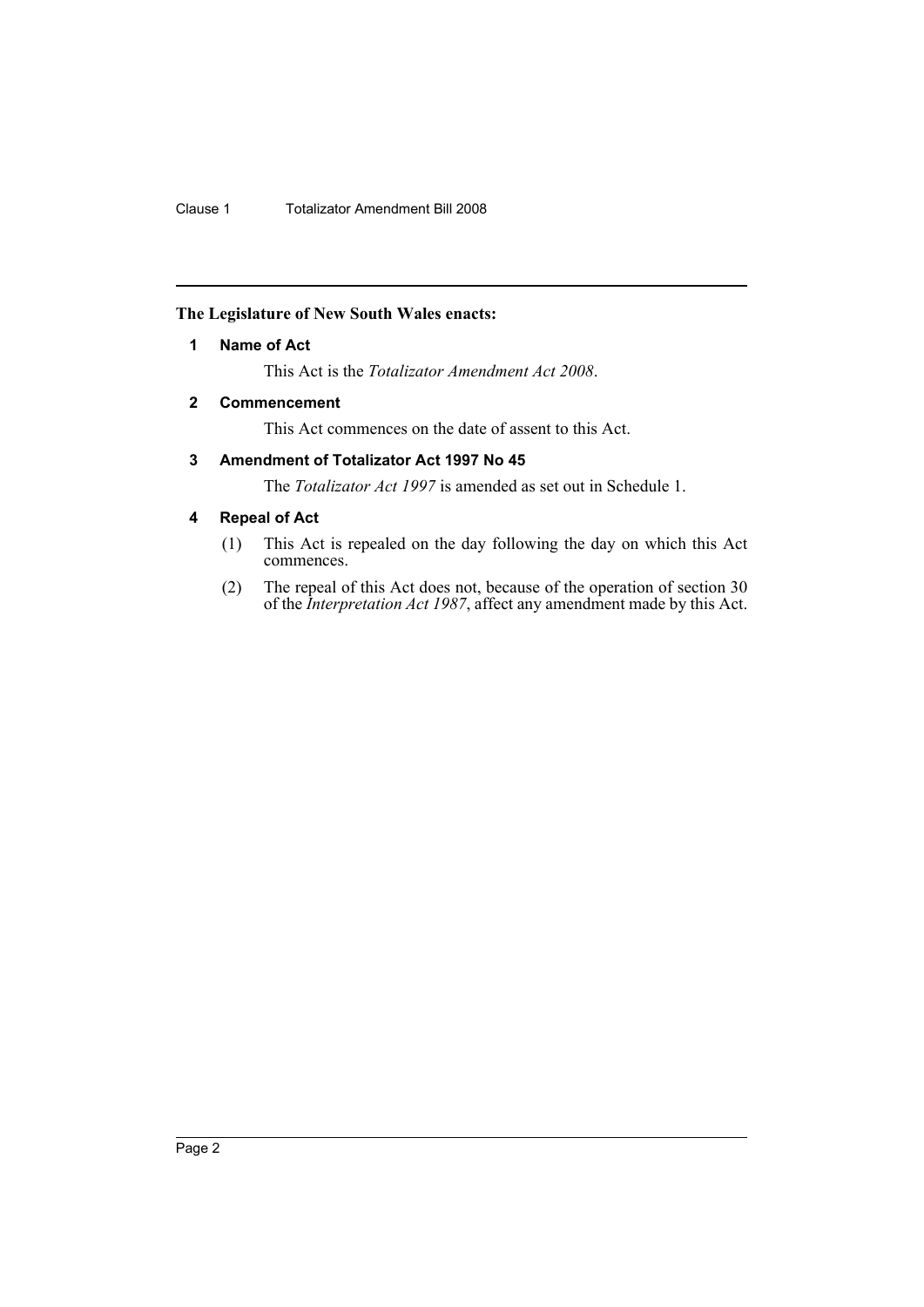**The Legislature of New South Wales enacts:**

## 1 Name of Act

This Act is the *Totalizator Amendment Act 2008*.

## 2 Commencement

This Act commences on the date of assent to this Act.

## 3 Amendment of Totalizator Act 1997 No 45

The *Totalizator Act 1997* is amended as set out in Schedule 1.

## 4 Repeal of Act

(1) This Act is repealed on the day following the day on which this Act commences.

(2) The repeal of this Act does not, because of the operation of section 30 of the *Interpretation Act 1987*, affect any amendment made by this Act.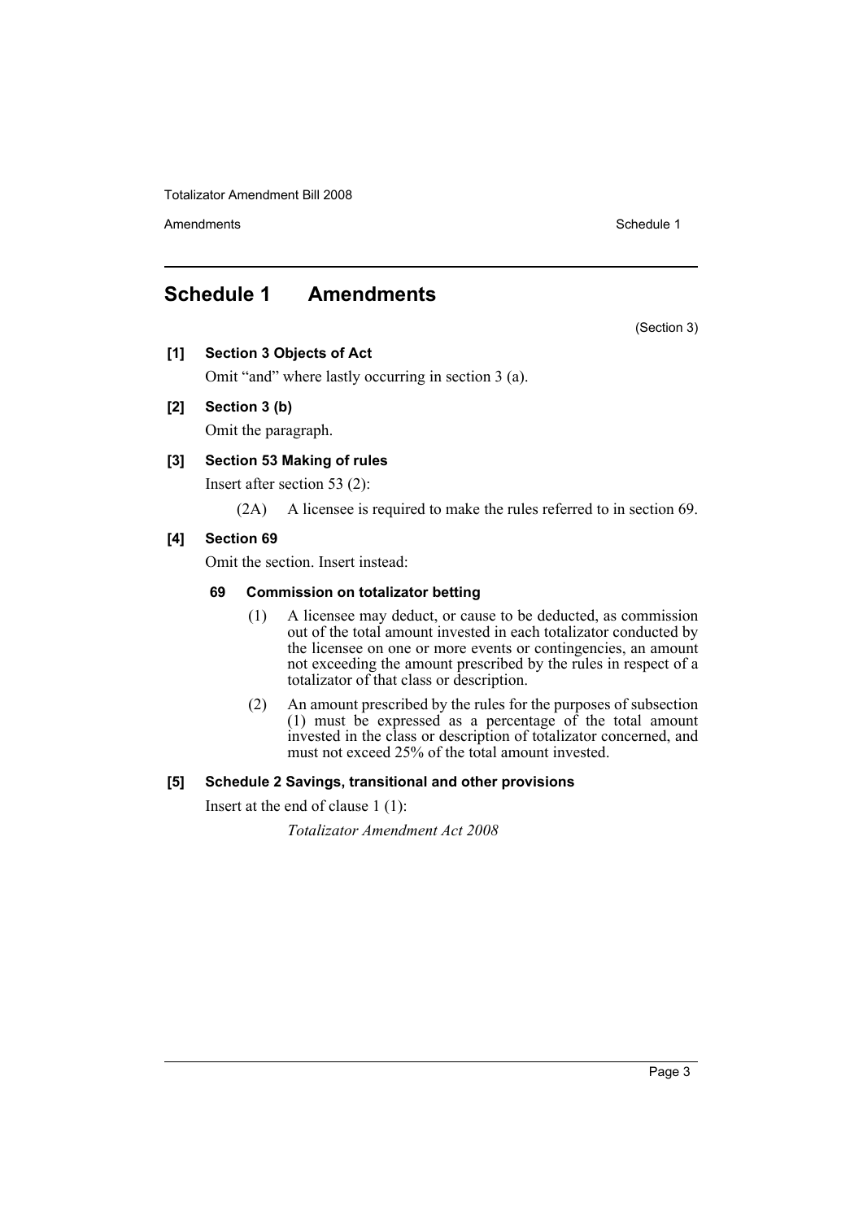# Schedule 1 Amendments

(Section 3)

**[1] Section 3 Objects of Act**

Omit "and" where lastly occurring in section 3 (a).

**[2] Section 3 (b)**

Omit the paragraph.

**[3] Section 53 Making of rules**

Insert after section 53 (2):

(2A) A licensee is required to make the rules referred to in section 69.

**[4] Section 69**

Omit the section. Insert instead:

**69 Commission on totalizator betting**

(1) A licensee may deduct, or cause to be deducted, as commission out of the total amount invested in each totalizator conducted by the licensee on one or more events or contingencies, an amount not exceeding the amount prescribed by the rules in respect of a totalizator of that class or description.

(2) An amount prescribed by the rules for the purposes of subsection (1) must be expressed as a percentage of the total amount invested in the class or description of totalizator concerned, and must not exceed 25% of the total amount invested.

**[5] Schedule 2 Savings, transitional and other provisions**

Insert at the end of clause 1 (1):

*Totalizator Amendment Act 2008*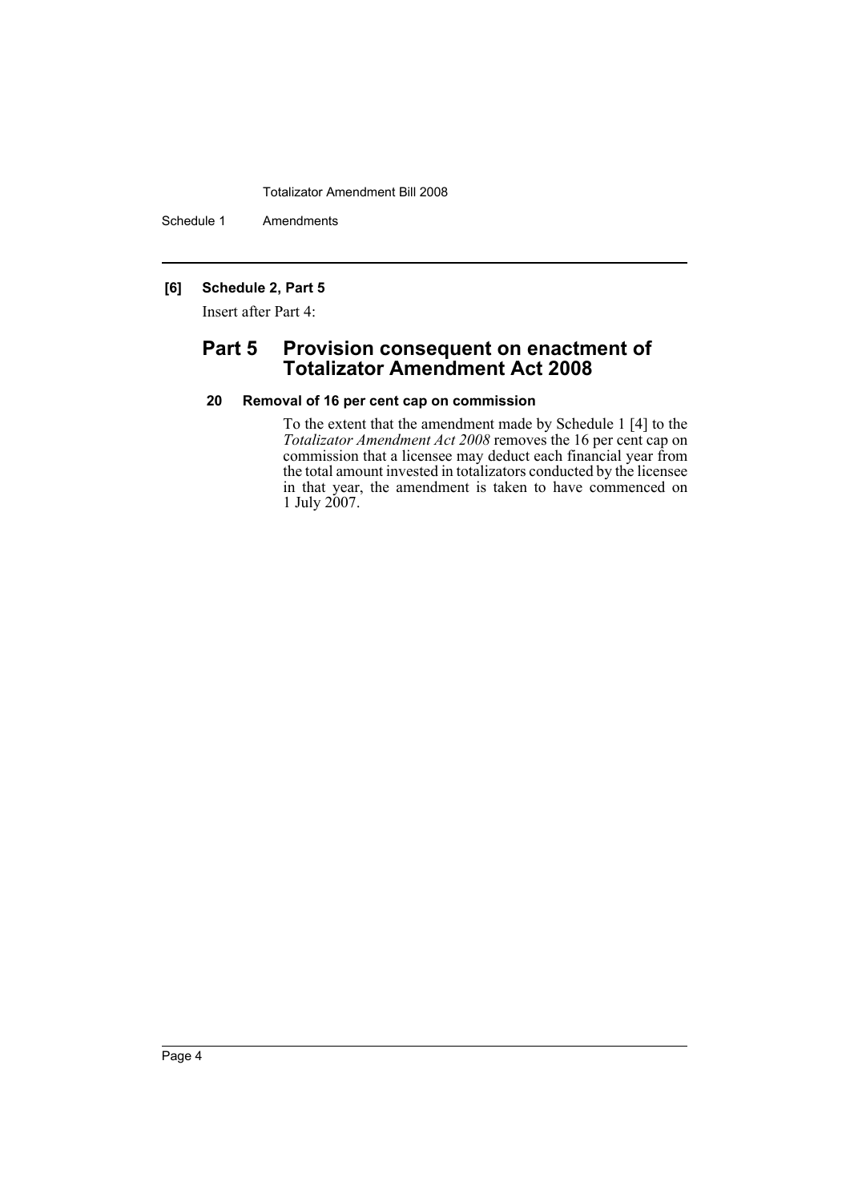**[6] Schedule 2, Part 5**

Insert after Part 4:

## Part 5 Provision consequent on enactment of Totalizator Amendment Act 2008

### 20 Removal of 16 per cent cap on commission

To the extent that the amendment made by Schedule 1 [4] to the *Totalizator Amendment Act 2008* removes the 16 per cent cap on commission that a licensee may deduct each financial year from the total amount invested in totalizators conducted by the licensee in that year, the amendment is taken to have commenced on 1 July 2007.